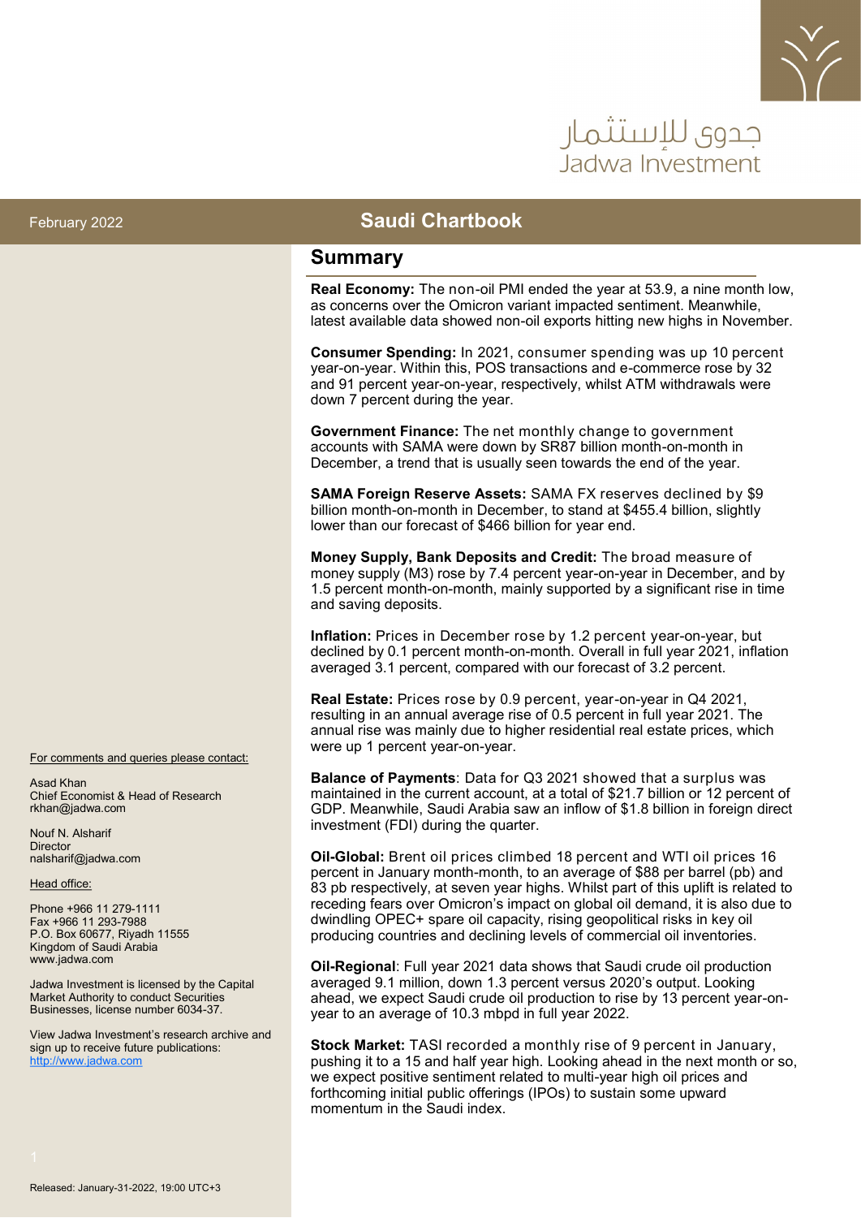جدوى للإستثمار
Jadwa Investment

February 2022

# Saudi Chartbook

## Summary

**Real Economy:** The non-oil PMI ended the year at 53.9, a nine month low, as concerns over the Omicron variant impacted sentiment. Meanwhile, latest available data showed non-oil exports hitting new highs in November.

**Consumer Spending:** In 2021, consumer spending was up 10 percent year-on-year. Within this, POS transactions and e-commerce rose by 32 and 91 percent year-on-year, respectively, whilst ATM withdrawals were down 7 percent during the year.

**Government Finance:** The net monthly change to government accounts with SAMA were down by SR87 billion month-on-month in December, a trend that is usually seen towards the end of the year.

**SAMA Foreign Reserve Assets:** SAMA FX reserves declined by $9 billion month-on-month in December, to stand at $455.4 billion, slightly lower than our forecast of $466 billion for year end.

**Money Supply, Bank Deposits and Credit:** The broad measure of money supply (M3) rose by 7.4 percent year-on-year in December, and by 1.5 percent month-on-month, mainly supported by a significant rise in time and saving deposits.

**Inflation:** Prices in December rose by 1.2 percent year-on-year, but declined by 0.1 percent month-on-month. Overall in full year 2021, inflation averaged 3.1 percent, compared with our forecast of 3.2 percent.

**Real Estate:** Prices rose by 0.9 percent, year-on-year in Q4 2021, resulting in an annual average rise of 0.5 percent in full year 2021. The annual rise was mainly due to higher residential real estate prices, which were up 1 percent year-on-year.

**Balance of Payments**: Data for Q3 2021 showed that a surplus was maintained in the current account, at a total of $21.7 billion or 12 percent of GDP. Meanwhile, Saudi Arabia saw an inflow of $1.8 billion in foreign direct investment (FDI) during the quarter.

**Oil-Global:** Brent oil prices climbed 18 percent and WTI oil prices 16 percent in January month-on-month, to an average of $88 per barrel (pb) and 83 pb respectively, at seven year highs. Whilst part of this uplift is related to receding fears over Omicron's impact on global oil demand, it is also due to dwindling OPEC+ spare oil capacity, rising geopolitical risks in key oil producing countries and declining levels of commercial oil inventories.

**Oil-Regional**: Full year 2021 data shows that Saudi crude oil production averaged 9.1 million, down 1.3 percent versus 2020's output. Looking ahead, we expect Saudi crude oil production to rise by 13 percent year-on-year to an average of 10.3 mbpd in full year 2022.

**Stock Market:** TASI recorded a monthly rise of 9 percent in January, pushing it to a 15 and half year high. Looking ahead in the next month or so, we expect positive sentiment related to multi-year high oil prices and forthcoming initial public offerings (IPOs) to sustain some upward momentum in the Saudi index.

For comments and queries please contact:

Asad Khan
Chief Economist & Head of Research
rkhan@jadwa.com

Nouf N. Alsharif
Director
nalsharif@jadwa.com

Head office:

Phone +966 11 279-1111
Fax +966 11 293-7988
P.O. Box 60677, Riyadh 11555
Kingdom of Saudi Arabia
www.jadwa.com

Jadwa Investment is licensed by the Capital Market Authority to conduct Securities Businesses, license number 6034-37.

View Jadwa Investment's research archive and sign up to receive future publications:
http://www.jadwa.com

Released: January-31-2022, 19:00 UTC+3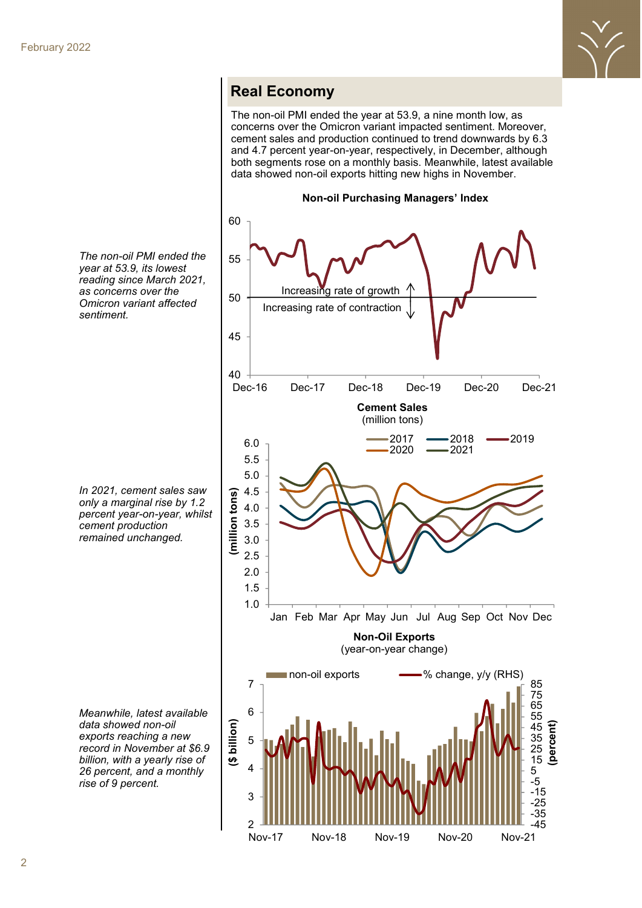## Real Economy

The non-oil PMI ended the year at 53.9, a nine month low, as concerns over the Omicron variant impacted sentiment. Moreover, cement sales and production continued to trend downwards by 6.3 and 4.7 percent year-on-year, respectively, in December, although both segments rose on a monthly basis. Meanwhile, latest available data showed non-oil exports hitting new highs in November.

*The non-oil PMI ended the year at 53.9, its lowest reading since March 2021, as concerns over the Omicron variant affected sentiment.*

**Non-oil Purchasing Managers' Index**

*In 2021, cement sales saw only a marginal rise by 1.2 percent year-on-year, whilst cement production remained unchanged.*

**Cement Sales**
(million tons)

*Meanwhile, latest available data showed non-oil exports reaching a new record in November at $6.9 billion, with a yearly rise of 26 percent, and a monthly rise of 9 percent.*

**Non-Oil Exports**
(year-on-year change)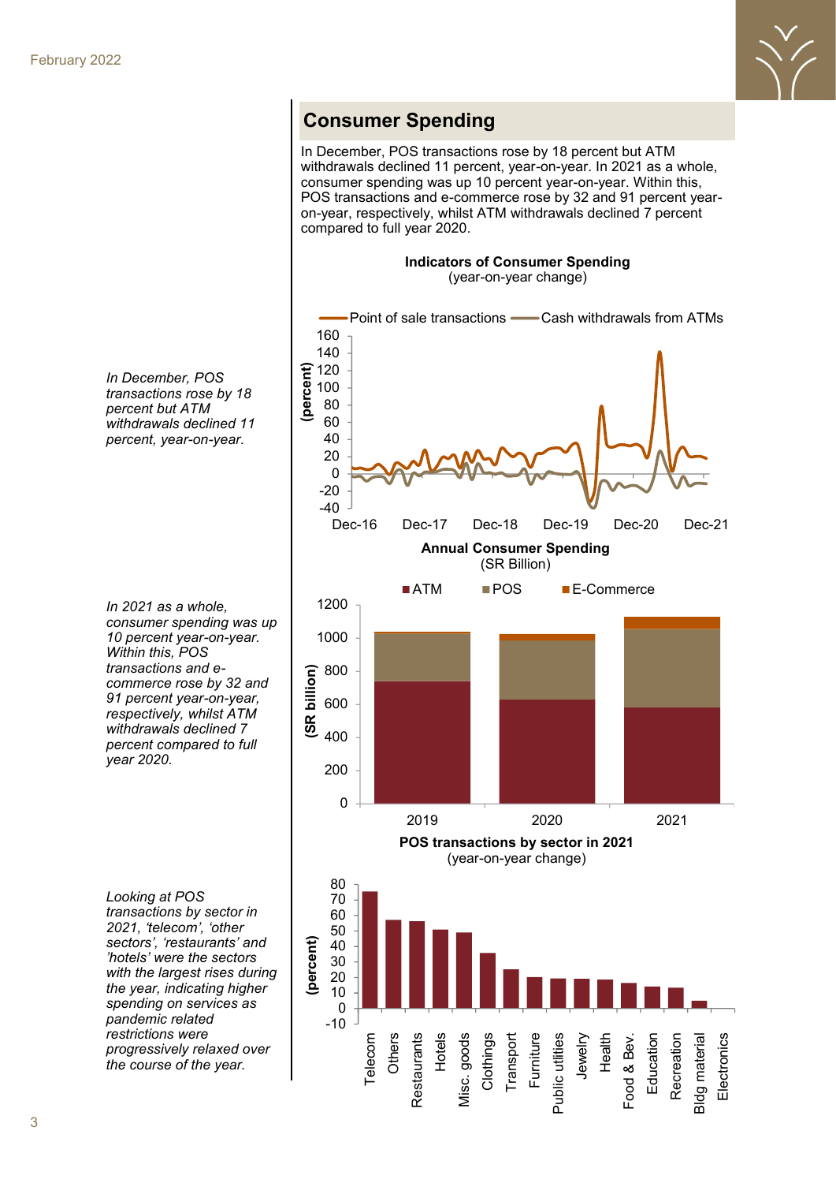## Consumer Spending

*In December, POS transactions rose by 18 percent but ATM withdrawals declined 11 percent, year-on-year.*

In December, POS transactions rose by 18 percent but ATM withdrawals declined 11 percent, year-on-year. In 2021 as a whole, consumer spending was up 10 percent year-on-year. Within this, POS transactions and e-commerce rose by 32 and 91 percent year-on-year, respectively, whilst ATM withdrawals declined 7 percent compared to full year 2020.

**Indicators of Consumer Spending**
(year-on-year change)

**Annual Consumer Spending**
(SR Billion)

*In 2021 as a whole, consumer spending was up 10 percent year-on-year. Within this, POS transactions and e-commerce rose by 32 and 91 percent year-on-year, respectively, whilst ATM withdrawals declined 7 percent compared to full year 2020.*

**POS transactions by sector in 2021**
(year-on-year change)

*Looking at POS transactions by sector in 2021, 'telecom', 'other sectors', 'restaurants' and 'hotels' were the sectors with the largest rises during the year, indicating higher spending on services as pandemic related restrictions were progressively relaxed over the course of the year.*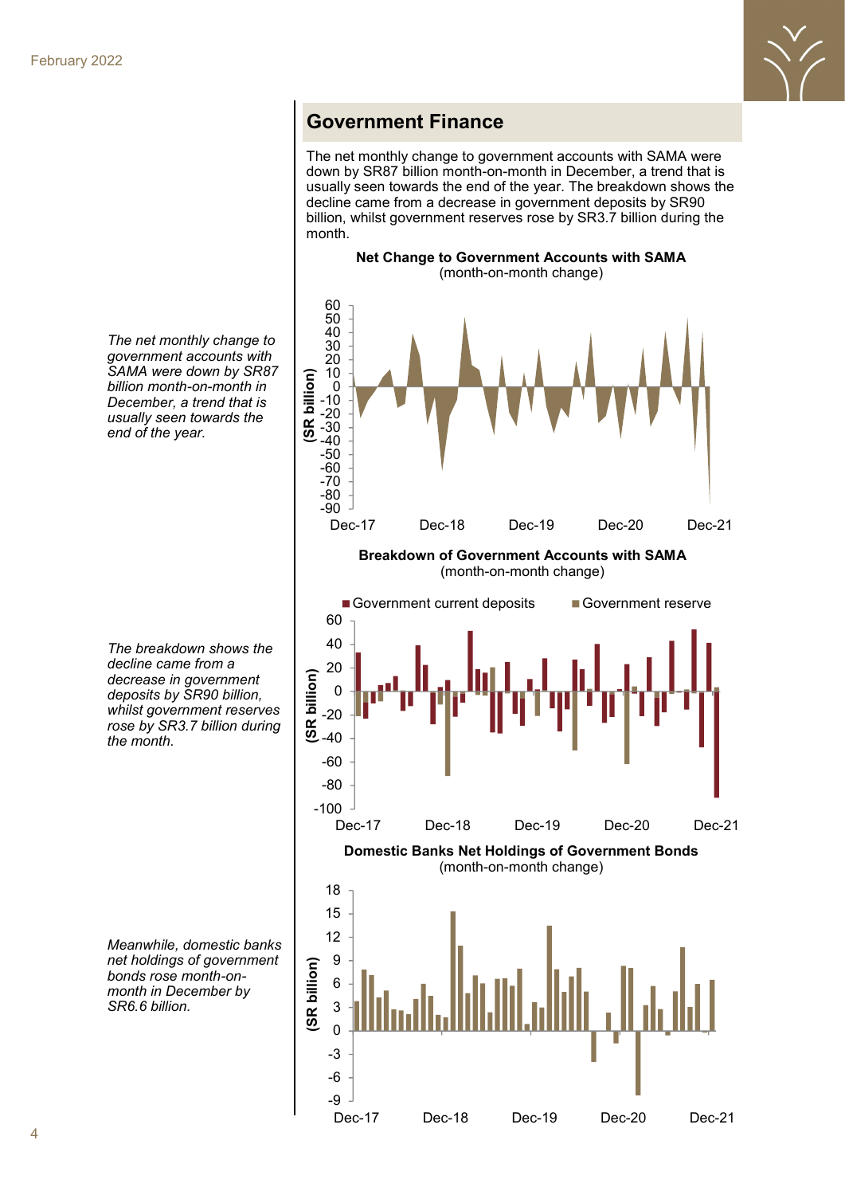## Government Finance

The net monthly change to government accounts with SAMA were down by SR87 billion month-on-month in December, a trend that is usually seen towards the end of the year. The breakdown shows the decline came from a decrease in government deposits by SR90 billion, whilst government reserves rose by SR3.7 billion during the month.

*The net monthly change to government accounts with SAMA were down by SR87 billion month-on-month in December, a trend that is usually seen towards the end of the year.*

**Net Change to Government Accounts with SAMA**
(month-on-month change)

*The breakdown shows the decline came from a decrease in government deposits by SR90 billion, whilst government reserves rose by SR3.7 billion during the month.*

**Breakdown of Government Accounts with SAMA**
(month-on-month change)

*Meanwhile, domestic banks net holdings of government bonds rose month-on-month in December by SR6.6 billion.*

**Domestic Banks Net Holdings of Government Bonds**
(month-on-month change)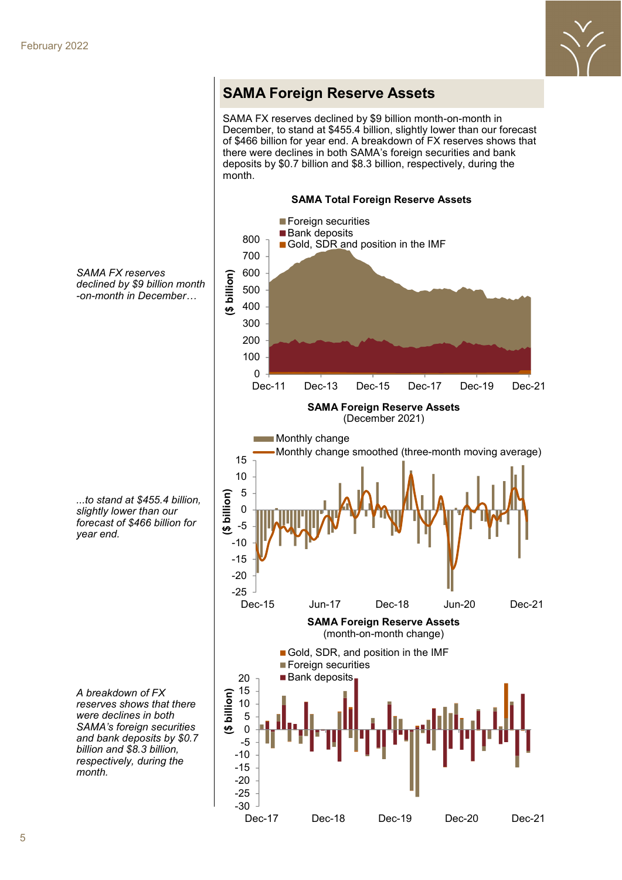## SAMA Foreign Reserve Assets

*SAMA FX reserves declined by $9 billion month-on-month in December…*

*…to stand at $455.4 billion, slightly lower than our forecast of $466 billion for year end.*

*A breakdown of FX reserves shows that there were declines in both SAMA's foreign securities and bank deposits by $0.7 billion and $8.3 billion, respectively, during the month.*

SAMA FX reserves declined by $9 billion month-on-month in December, to stand at $455.4 billion, slightly lower than our forecast of $466 billion for year end. A breakdown of FX reserves shows that there were declines in both SAMA's foreign securities and bank deposits by $0.7 billion and $8.3 billion, respectively, during the month.

**SAMA Total Foreign Reserve Assets**

**SAMA Foreign Reserve Assets**
(December 2021)

**SAMA Foreign Reserve Assets**
(month-on-month change)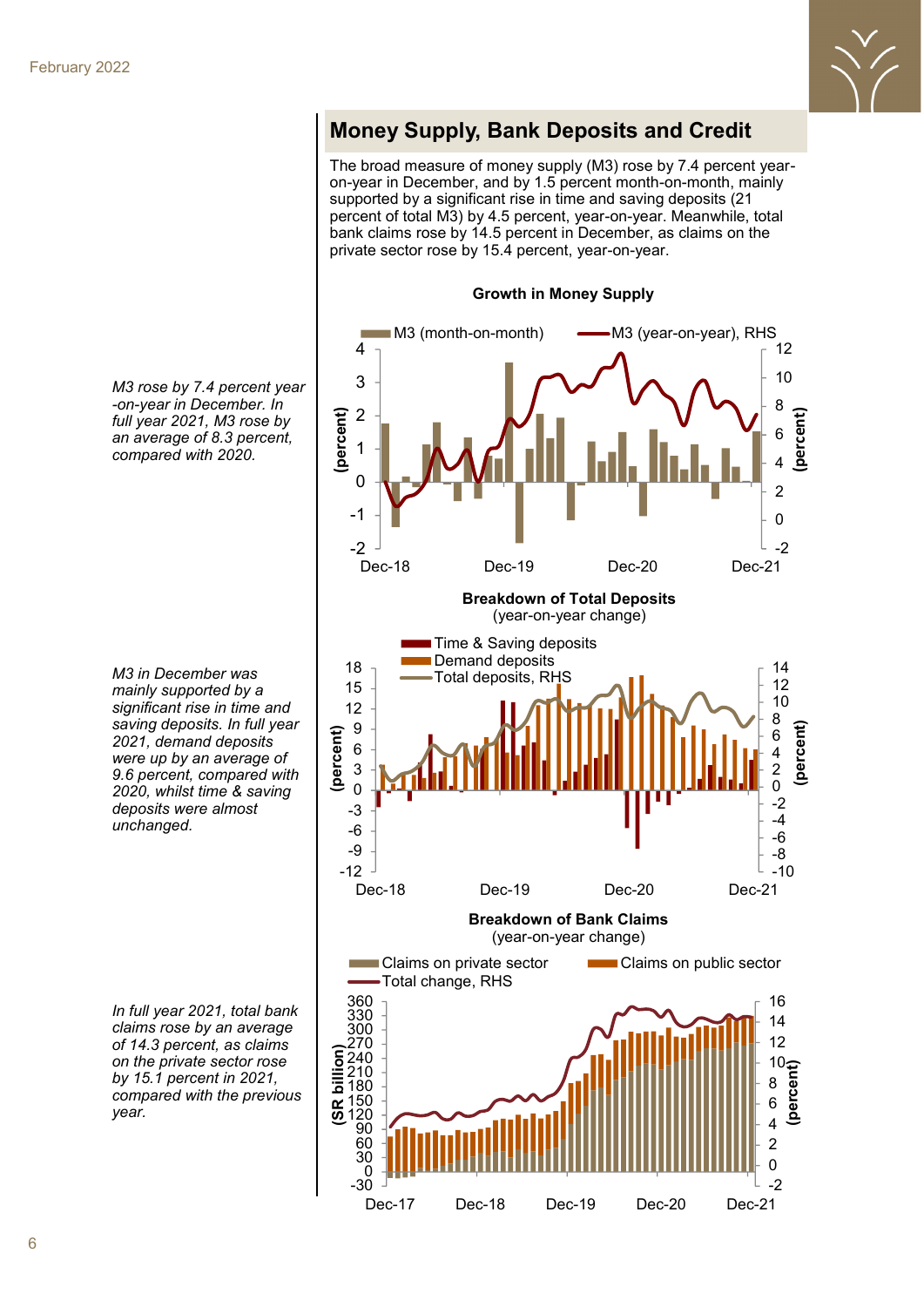## Money Supply, Bank Deposits and Credit

The broad measure of money supply (M3) rose by 7.4 percent year-on-year in December, and by 1.5 percent month-on-month, mainly supported by a significant rise in time and saving deposits (21 percent of total M3) by 4.5 percent, year-on-year. Meanwhile, total bank claims rose by 14.5 percent in December, as claims on the private sector rose by 15.4 percent, year-on-year.

*M3 rose by 7.4 percent year-on-year in December. In full year 2021, M3 rose by an average of 8.3 percent, compared with 2020.*

**Growth in Money Supply**

*M3 in December was mainly supported by a significant rise in time and saving deposits. In full year 2021, demand deposits were up by an average of 9.6 percent, compared with 2020, whilst time & saving deposits were almost unchanged.*

**Breakdown of Total Deposits**
(year-on-year change)

*In full year 2021, total bank claims rose by an average of 14.3 percent, as claims on the private sector rose by 15.1 percent in 2021, compared with the previous year.*

**Breakdown of Bank Claims**
(year-on-year change)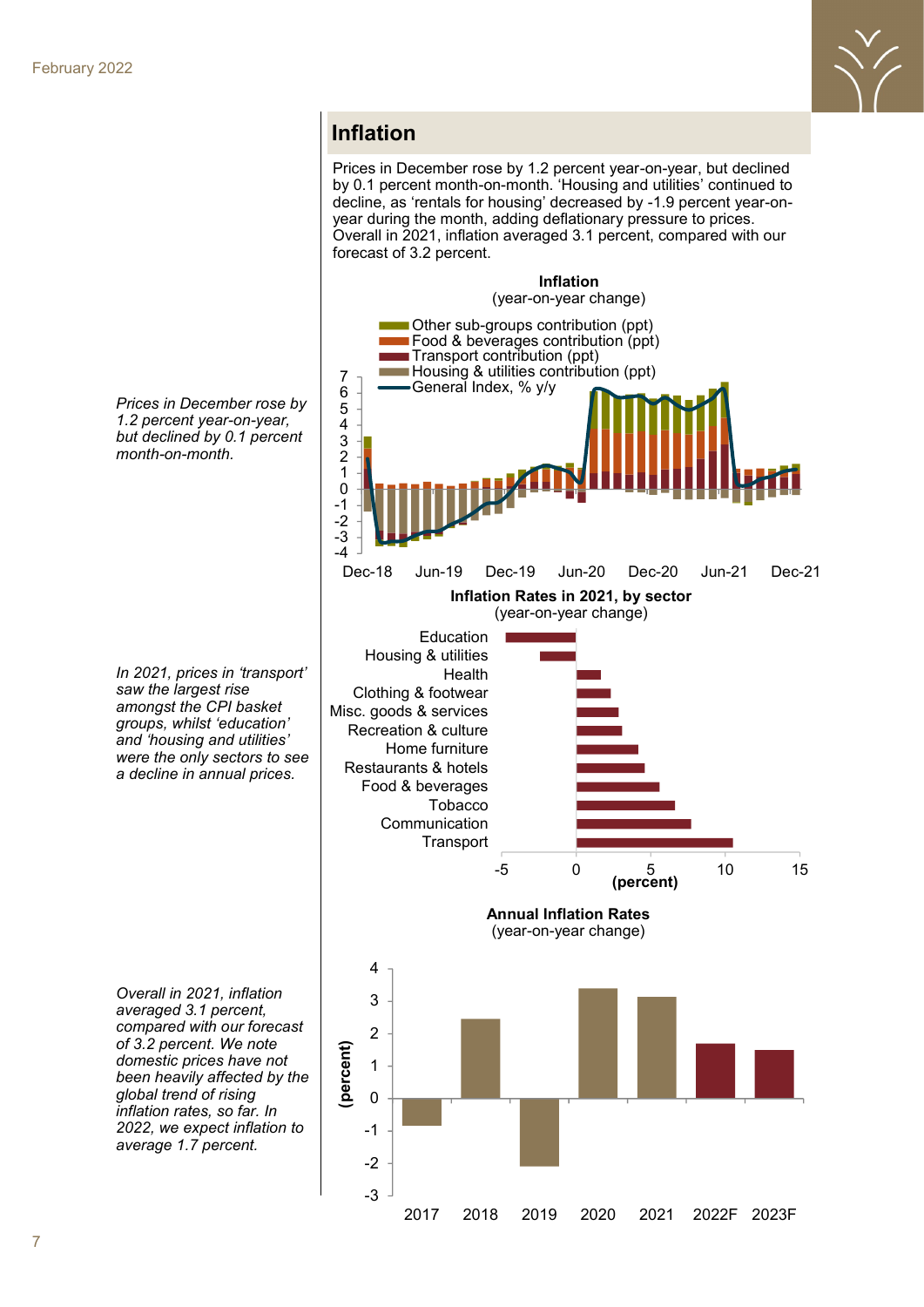## Inflation

Prices in December rose by 1.2 percent year-on-year, but declined by 0.1 percent month-on-month. 'Housing and utilities' continued to decline, as 'rentals for housing' decreased by -1.9 percent year-on-year during the month, adding deflationary pressure to prices. Overall in 2021, inflation averaged 3.1 percent, compared with our forecast of 3.2 percent.

*Prices in December rose by 1.2 percent year-on-year, but declined by 0.1 percent month-on-month.*

**Inflation**
(year-on-year change)

**Inflation Rates in 2021, by sector**
(year-on-year change)

*In 2021, prices in 'transport' saw the largest rise amongst the CPI basket groups, whilst 'education' and 'housing and utilities' were the only sectors to see a decline in annual prices.*

**Annual Inflation Rates**
(year-on-year change)

*Overall in 2021, inflation averaged 3.1 percent, compared with our forecast of 3.2 percent. We note domestic prices have not been heavily affected by the global trend of rising inflation rates, so far. In 2022, we expect inflation to average 1.7 percent.*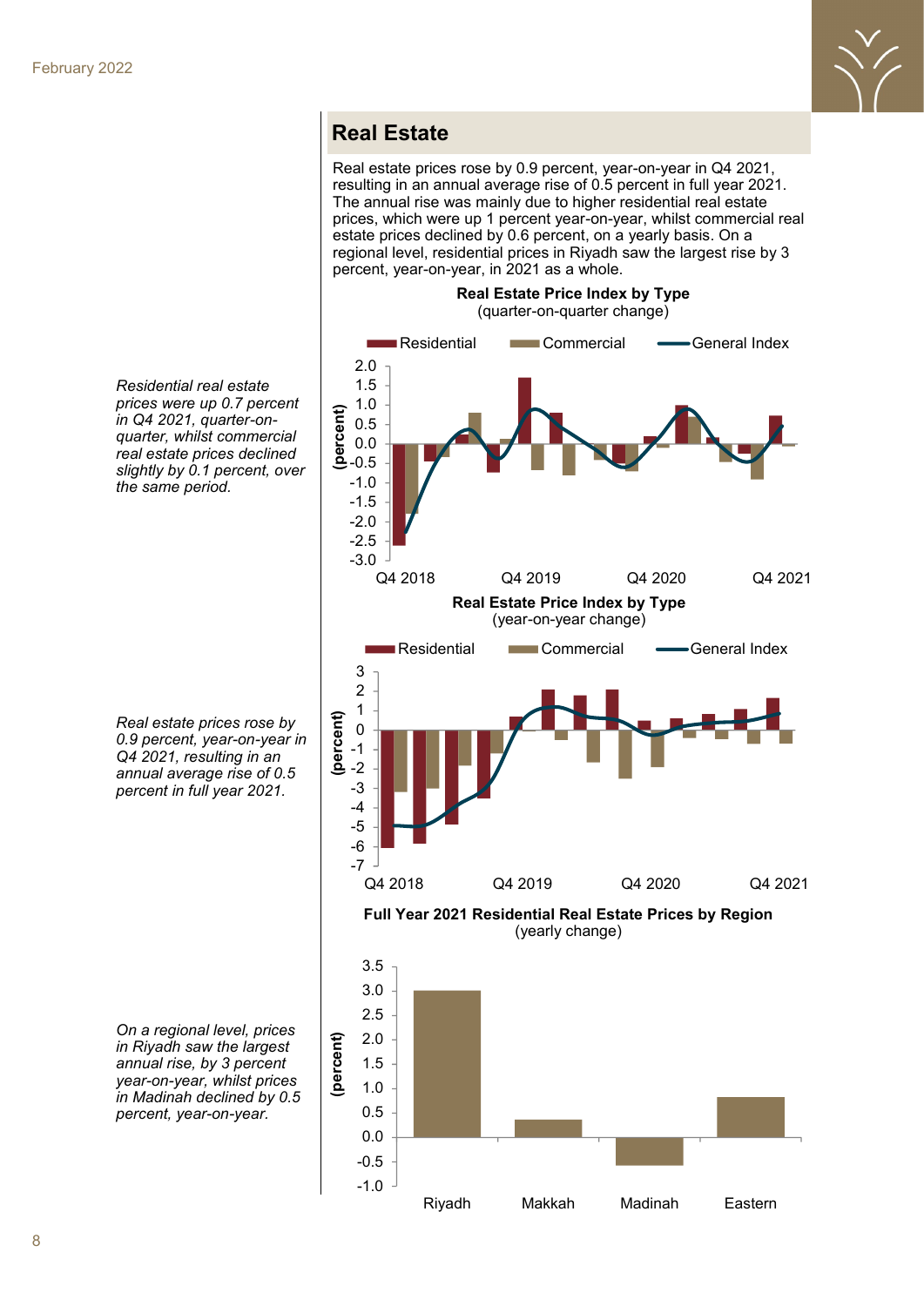## Real Estate

Real estate prices rose by 0.9 percent, year-on-year in Q4 2021, resulting in an annual average rise of 0.5 percent in full year 2021. The annual rise was mainly due to higher residential real estate prices, which were up 1 percent year-on-year, whilst commercial real estate prices declined by 0.6 percent, on a yearly basis. On a regional level, residential prices in Riyadh saw the largest rise by 3 percent, year-on-year, in 2021 as a whole.

*Residential real estate prices were up 0.7 percent in Q4 2021, quarter-on-quarter, whilst commercial real estate prices declined slightly by 0.1 percent, over the same period.*

**Real Estate Price Index by Type**
(quarter-on-quarter change)

*Real estate prices rose by 0.9 percent, year-on-year in Q4 2021, resulting in an annual average rise of 0.5 percent in full year 2021.*

**Real Estate Price Index by Type**
(year-on-year change)

*On a regional level, prices in Riyadh saw the largest annual rise, by 3 percent year-on-year, whilst prices in Madinah declined by 0.5 percent, year-on-year.*

**Full Year 2021 Residential Real Estate Prices by Region**
(yearly change)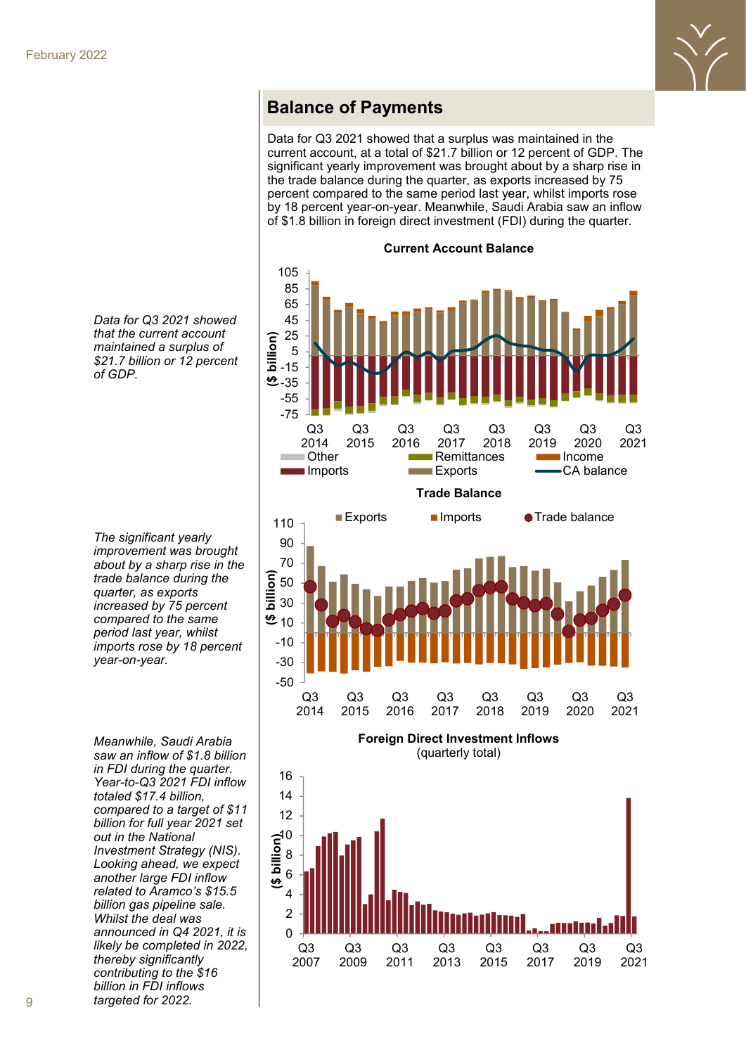## Balance of Payments

Data for Q3 2021 showed that a surplus was maintained in the current account, at a total of $21.7 billion or 12 percent of GDP. The significant yearly improvement was brought about by a sharp rise in the trade balance during the quarter, as exports increased by 75 percent compared to the same period last year, whilst imports rose by 18 percent year-on-year. Meanwhile, Saudi Arabia saw an inflow of $1.8 billion in foreign direct investment (FDI) during the quarter.

*Data for Q3 2021 showed that the current account maintained a surplus of $21.7 billion or 12 percent of GDP.*

**Current Account Balance**

($ billion); Q3 2014 – Q3 2021; Other, Remittances, Income, Imports, Exports, CA balance

*The significant yearly improvement was brought about by a sharp rise in the trade balance during the quarter, as exports increased by 75 percent compared to the same period last year, whilst imports rose by 18 percent year-on-year.*

**Trade Balance**

($ billion); Q3 2014 – Q3 2021; Exports, Imports, Trade balance

*Meanwhile, Saudi Arabia saw an inflow of $1.8 billion in FDI during the quarter. Year-to-Q3 2021 FDI inflow totaled $17.4 billion, compared to a target of $11 billion for full year 2021 set out in the National Investment Strategy (NIS). Looking ahead, we expect another large FDI inflow related to Aramco's $15.5 billion gas pipeline sale. Whilst the deal was announced in Q4 2021, it is likely be completed in 2022, thereby significantly contributing to the $16 billion in FDI inflows targeted for 2022.*

**Foreign Direct Investment Inflows**
(quarterly total)

($ billion); Q3 2007 – Q3 2021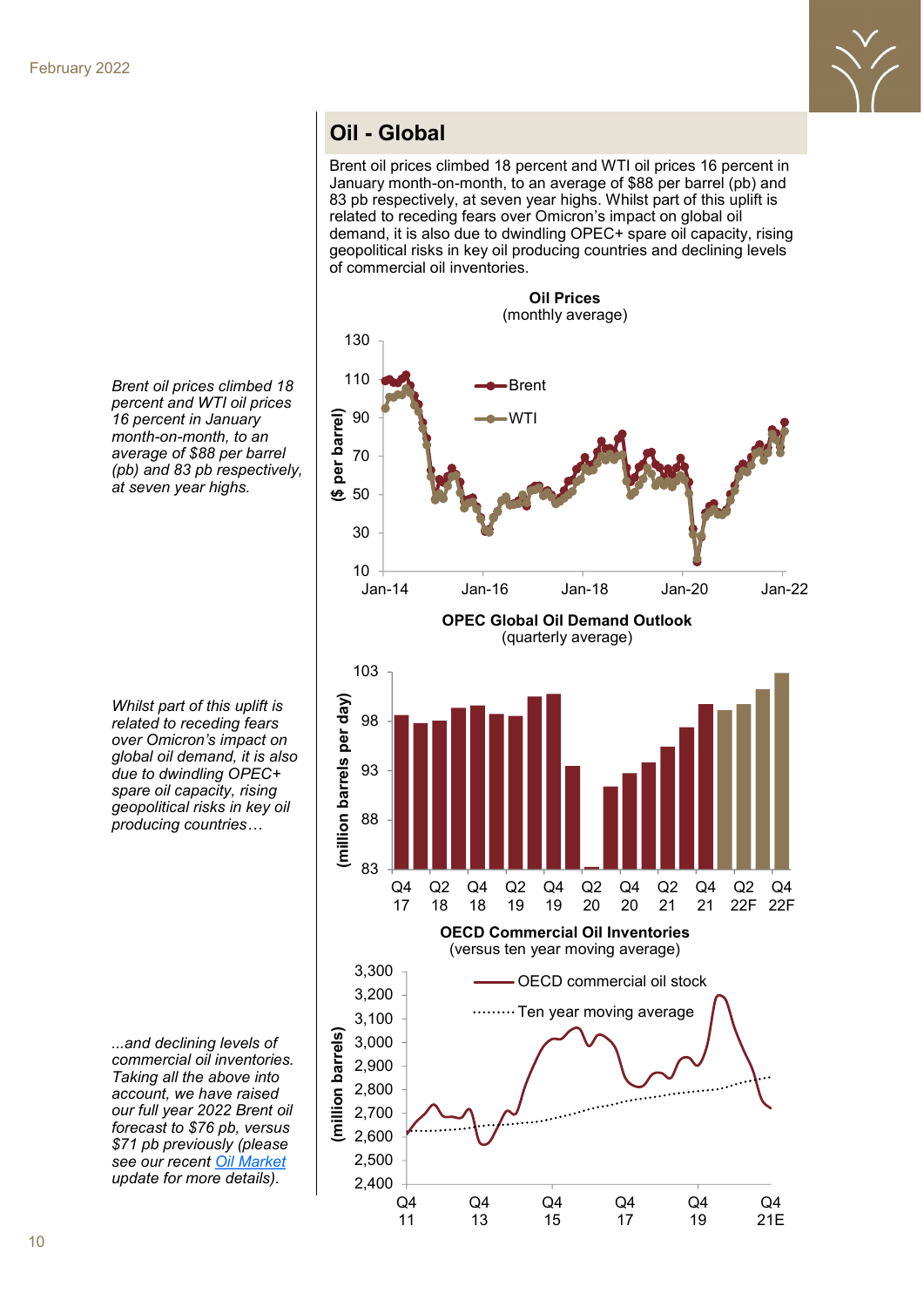## Oil - Global

Brent oil prices climbed 18 percent and WTI oil prices 16 percent in January month-on-month, to an average of $88 per barrel (pb) and 83 pb respectively, at seven year highs. Whilst part of this uplift is related to receding fears over Omicron's impact on global oil demand, it is also due to dwindling OPEC+ spare oil capacity, rising geopolitical risks in key oil producing countries and declining levels of commercial oil inventories.

*Brent oil prices climbed 18 percent and WTI oil prices 16 percent in January month-on-month, to an average of $88 per barrel (pb) and 83 pb respectively, at seven year highs.*

**Oil Prices**
(monthly average)

*Whilst part of this uplift is related to receding fears over Omicron's impact on global oil demand, it is also due to dwindling OPEC+ spare oil capacity, rising geopolitical risks in key oil producing countries…*

**OPEC Global Oil Demand Outlook**
(quarterly average)

*...and declining levels of commercial oil inventories. Taking all the above into account, we have raised our full year 2022 Brent oil forecast to $76 pb, versus $71 pb previously (please see our recent Oil Market update for more details).*

**OECD Commercial Oil Inventories**
(versus ten year moving average)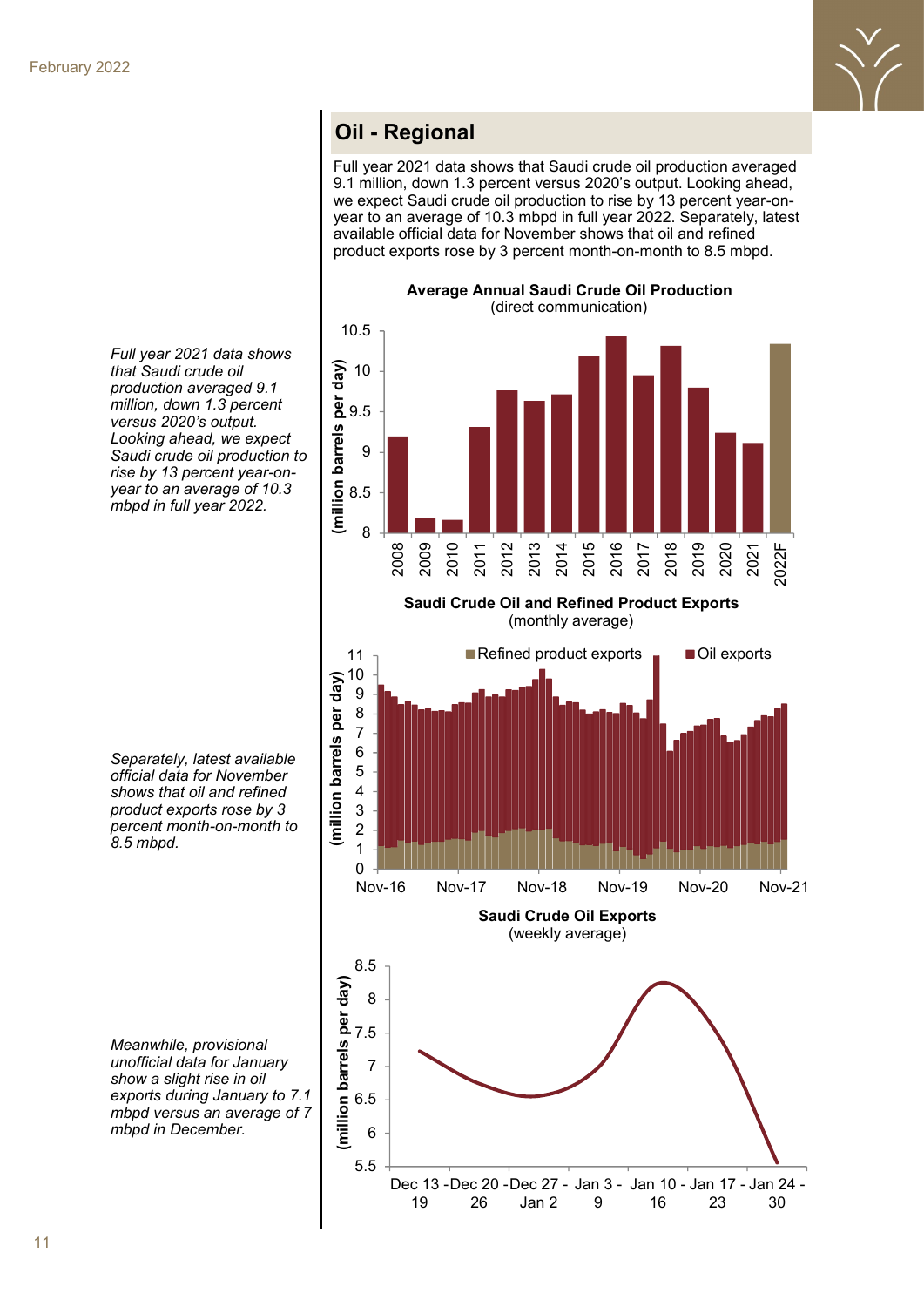## Oil - Regional

Full year 2021 data shows that Saudi crude oil production averaged 9.1 million, down 1.3 percent versus 2020's output. Looking ahead, we expect Saudi crude oil production to rise by 13 percent year-on-year to an average of 10.3 mbpd in full year 2022. Separately, latest available official data for November shows that oil and refined product exports rose by 3 percent month-on-month to 8.5 mbpd.

*Full year 2021 data shows that Saudi crude oil production averaged 9.1 million, down 1.3 percent versus 2020's output. Looking ahead, we expect Saudi crude oil production to rise by 13 percent year-on-year to an average of 10.3 mbpd in full year 2022.*

**Average Annual Saudi Crude Oil Production**
(direct communication)

*Separately, latest available official data for November shows that oil and refined product exports rose by 3 percent month-on-month to 8.5 mbpd.*

**Saudi Crude Oil and Refined Product Exports**
(monthly average)

*Meanwhile, provisional unofficial data for January show a slight rise in oil exports during January to 7.1 mbpd versus an average of 7 mbpd in December.*

**Saudi Crude Oil Exports**
(weekly average)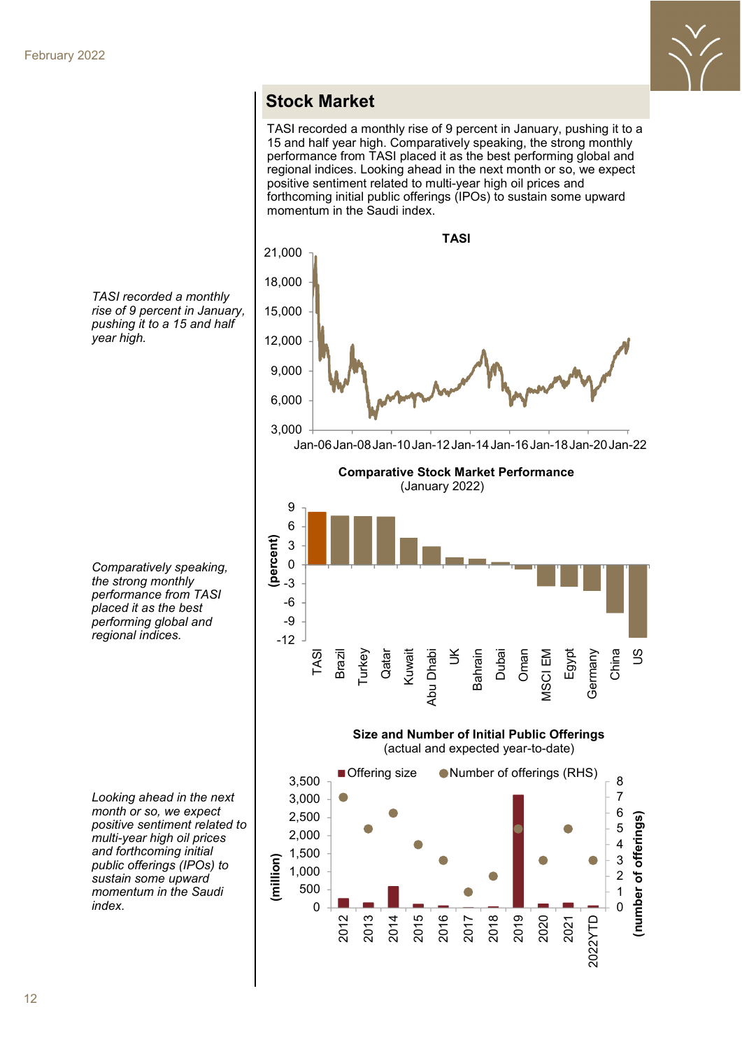## Stock Market

TASI recorded a monthly rise of 9 percent in January, pushing it to a 15 and half year high. Comparatively speaking, the strong monthly performance from TASI placed it as the best performing global and regional indices. Looking ahead in the next month or so, we expect positive sentiment related to multi-year high oil prices and forthcoming initial public offerings (IPOs) to sustain some upward momentum in the Saudi index.

*TASI recorded a monthly rise of 9 percent in January, pushing it to a 15 and half year high.*

**TASI**

*Comparatively speaking, the strong monthly performance from TASI placed it as the best performing global and regional indices.*

**Comparative Stock Market Performance**
(January 2022)

*Looking ahead in the next month or so, we expect positive sentiment related to multi-year high oil prices and forthcoming initial public offerings (IPOs) to sustain some upward momentum in the Saudi index.*

**Size and Number of Initial Public Offerings**
(actual and expected year-to-date)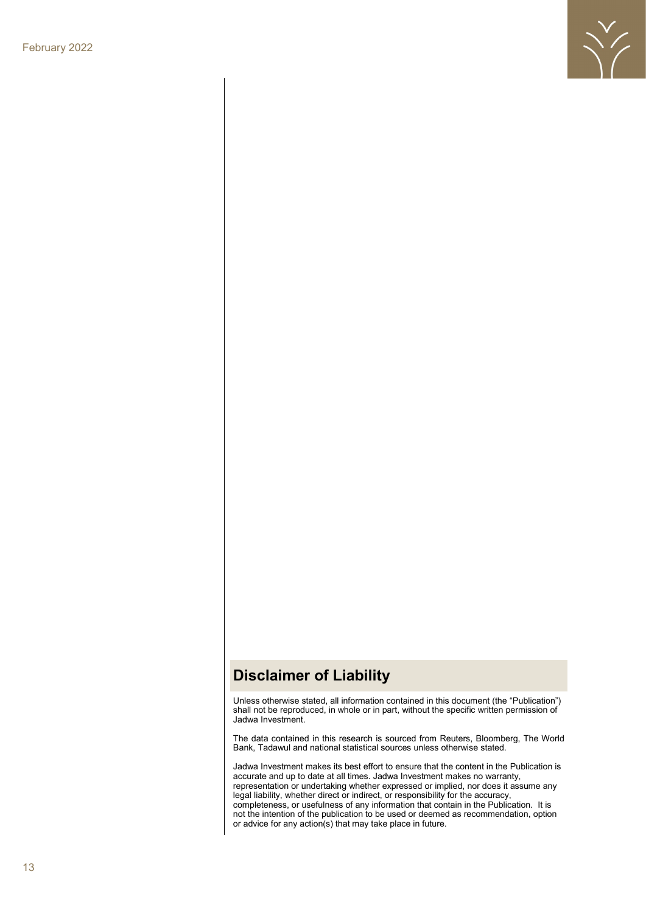## Disclaimer of Liability

Unless otherwise stated, all information contained in this document (the "Publication") shall not be reproduced, in whole or in part, without the specific written permission of Jadwa Investment.

The data contained in this research is sourced from Reuters, Bloomberg, The World Bank, Tadawul and national statistical sources unless otherwise stated.

Jadwa Investment makes its best effort to ensure that the content in the Publication is accurate and up to date at all times. Jadwa Investment makes no warranty, representation or undertaking whether expressed or implied, nor does it assume any legal liability, whether direct or indirect, or responsibility for the accuracy, completeness, or usefulness of any information that contain in the Publication. It is not the intention of the publication to be used or deemed as recommendation, option or advice for any action(s) that may take place in future.